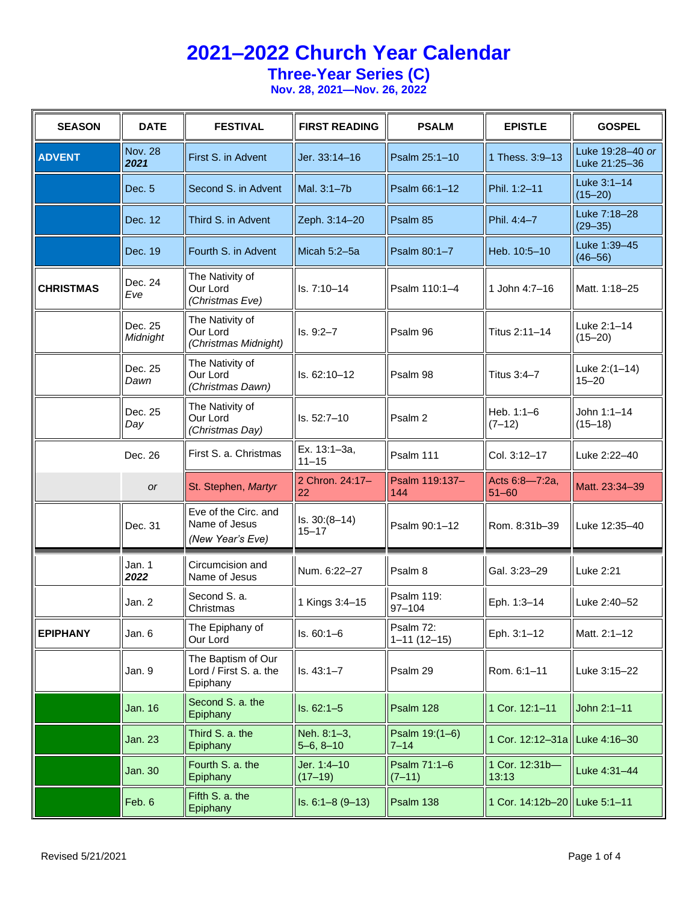# 2021–2022 Church Year Calendar

## Three-Year Series (C)

### Nov. 28, 2021—Nov. 26, 2022

| SEASON | DATE | FESTIVAL | FIRST READING | PSALM | EPISTLE | GOSPEL |
|---|---|---|---|---|---|---|
| **ADVENT** | Nov. 28 ***2021*** | First S. in Advent | Jer. 33:14–16 | Psalm 25:1–10 | 1 Thess. 3:9–13 | Luke 19:28–40 *or* Luke 21:25–36 |
| | Dec. 5 | Second S. in Advent | Mal. 3:1–7b | Psalm 66:1–12 | Phil. 1:2–11 | Luke 3:1–14 (15–20) |
| | Dec. 12 | Third S. in Advent | Zeph. 3:14–20 | Psalm 85 | Phil. 4:4–7 | Luke 7:18–28 (29–35) |
| | Dec. 19 | Fourth S. in Advent | Micah 5:2–5a | Psalm 80:1–7 | Heb. 10:5–10 | Luke 1:39–45 (46–56) |
| **CHRISTMAS** | Dec. 24 *Eve* | The Nativity of Our Lord *(Christmas Eve)* | Is. 7:10–14 | Psalm 110:1–4 | 1 John 4:7–16 | Matt. 1:18–25 |
| | Dec. 25 *Midnight* | The Nativity of Our Lord *(Christmas Midnight)* | Is. 9:2–7 | Psalm 96 | Titus 2:11–14 | Luke 2:1–14 (15–20) |
| | Dec. 25 *Dawn* | The Nativity of Our Lord *(Christmas Dawn)* | Is. 62:10–12 | Psalm 98 | Titus 3:4–7 | Luke 2:(1–14) 15–20 |
| | Dec. 25 *Day* | The Nativity of Our Lord *(Christmas Day)* | Is. 52:7–10 | Psalm 2 | Heb. 1:1–6 (7–12) | John 1:1–14 (15–18) |
| | Dec. 26 | First S. a. Christmas | Ex. 13:1–3a, 11–15 | Psalm 111 | Col. 3:12–17 | Luke 2:22–40 |
| | *or* | St. Stephen, *Martyr* | 2 Chron. 24:17–22 | Psalm 119:137–144 | Acts 6:8—7:2a, 51–60 | Matt. 23:34–39 |
| | Dec. 31 | Eve of the Circ. and Name of Jesus *(New Year's Eve)* | Is. 30:(8–14) 15–17 | Psalm 90:1–12 | Rom. 8:31b–39 | Luke 12:35–40 |
| | Jan. 1 ***2022*** | Circumcision and Name of Jesus | Num. 6:22–27 | Psalm 8 | Gal. 3:23–29 | Luke 2:21 |
| | Jan. 2 | Second S. a. Christmas | 1 Kings 3:4–15 | Psalm 119: 97–104 | Eph. 1:3–14 | Luke 2:40–52 |
| **EPIPHANY** | Jan. 6 | The Epiphany of Our Lord | Is. 60:1–6 | Psalm 72: 1–11 (12–15) | Eph. 3:1–12 | Matt. 2:1–12 |
| | Jan. 9 | The Baptism of Our Lord / First S. a. the Epiphany | Is. 43:1–7 | Psalm 29 | Rom. 6:1–11 | Luke 3:15–22 |
| | Jan. 16 | Second S. a. the Epiphany | Is. 62:1–5 | Psalm 128 | 1 Cor. 12:1–11 | John 2:1–11 |
| | Jan. 23 | Third S. a. the Epiphany | Neh. 8:1–3, 5–6, 8–10 | Psalm 19:(1–6) 7–14 | 1 Cor. 12:12–31a | Luke 4:16–30 |
| | Jan. 30 | Fourth S. a. the Epiphany | Jer. 1:4–10 (17–19) | Psalm 71:1–6 (7–11) | 1 Cor. 12:31b—13:13 | Luke 4:31–44 |
| | Feb. 6 | Fifth S. a. the Epiphany | Is. 6:1–8 (9–13) | Psalm 138 | 1 Cor. 14:12b–20 | Luke 5:1–11 |

Revised 5/21/2021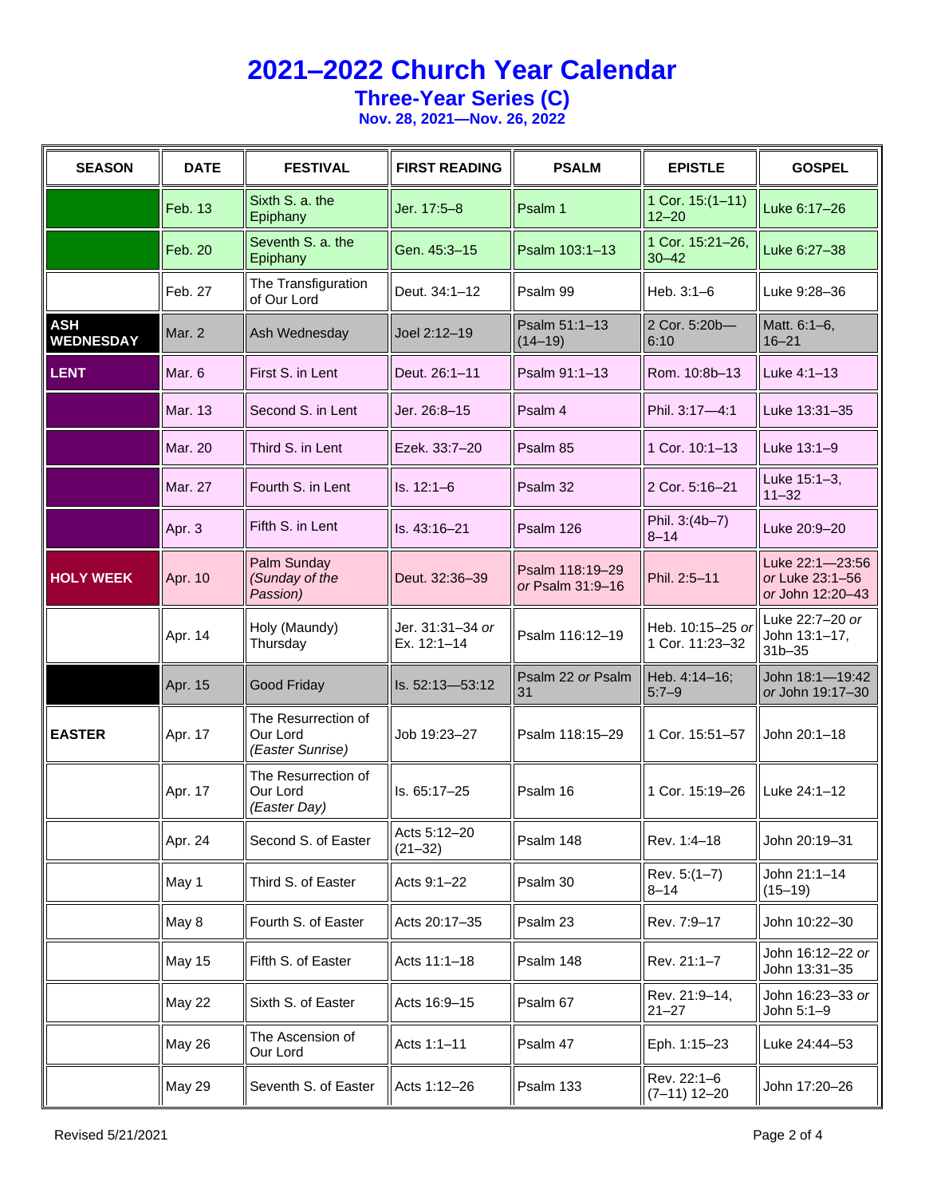# 2021–2022 Church Year Calendar

## Three-Year Series (C)

### Nov. 28, 2021—Nov. 26, 2022

| SEASON | DATE | FESTIVAL | FIRST READING | PSALM | EPISTLE | GOSPEL |
|---|---|---|---|---|---|---|
| | Feb. 13 | Sixth S. a. the Epiphany | Jer. 17:5–8 | Psalm 1 | 1 Cor. 15:(1–11) 12–20 | Luke 6:17–26 |
| | Feb. 20 | Seventh S. a. the Epiphany | Gen. 45:3–15 | Psalm 103:1–13 | 1 Cor. 15:21–26, 30–42 | Luke 6:27–38 |
| | Feb. 27 | The Transfiguration of Our Lord | Deut. 34:1–12 | Psalm 99 | Heb. 3:1–6 | Luke 9:28–36 |
| **ASH WEDNESDAY** | Mar. 2 | Ash Wednesday | Joel 2:12–19 | Psalm 51:1–13 (14–19) | 2 Cor. 5:20b—6:10 | Matt. 6:1–6, 16–21 |
| **LENT** | Mar. 6 | First S. in Lent | Deut. 26:1–11 | Psalm 91:1–13 | Rom. 10:8b–13 | Luke 4:1–13 |
| | Mar. 13 | Second S. in Lent | Jer. 26:8–15 | Psalm 4 | Phil. 3:17—4:1 | Luke 13:31–35 |
| | Mar. 20 | Third S. in Lent | Ezek. 33:7–20 | Psalm 85 | 1 Cor. 10:1–13 | Luke 13:1–9 |
| | Mar. 27 | Fourth S. in Lent | Is. 12:1–6 | Psalm 32 | 2 Cor. 5:16–21 | Luke 15:1–3, 11–32 |
| | Apr. 3 | Fifth S. in Lent | Is. 43:16–21 | Psalm 126 | Phil. 3:(4b–7) 8–14 | Luke 20:9–20 |
| **HOLY WEEK** | Apr. 10 | Palm Sunday *(Sunday of the Passion)* | Deut. 32:36–39 | Psalm 118:19–29 *or* Psalm 31:9–16 | Phil. 2:5–11 | Luke 22:1—23:56 *or* Luke 23:1–56 *or* John 12:20–43 |
| | Apr. 14 | Holy (Maundy) Thursday | Jer. 31:31–34 *or* Ex. 12:1–14 | Psalm 116:12–19 | Heb. 10:15–25 *or* 1 Cor. 11:23–32 | Luke 22:7–20 *or* John 13:1–17, 31b–35 |
| | Apr. 15 | Good Friday | Is. 52:13—53:12 | Psalm 22 *or* Psalm 31 | Heb. 4:14–16; 5:7–9 | John 18:1—19:42 *or* John 19:17–30 |
| **EASTER** | Apr. 17 | The Resurrection of Our Lord *(Easter Sunrise)* | Job 19:23–27 | Psalm 118:15–29 | 1 Cor. 15:51–57 | John 20:1–18 |
| | Apr. 17 | The Resurrection of Our Lord *(Easter Day)* | Is. 65:17–25 | Psalm 16 | 1 Cor. 15:19–26 | Luke 24:1–12 |
| | Apr. 24 | Second S. of Easter | Acts 5:12–20 (21–32) | Psalm 148 | Rev. 1:4–18 | John 20:19–31 |
| | May 1 | Third S. of Easter | Acts 9:1–22 | Psalm 30 | Rev. 5:(1–7) 8–14 | John 21:1–14 (15–19) |
| | May 8 | Fourth S. of Easter | Acts 20:17–35 | Psalm 23 | Rev. 7:9–17 | John 10:22–30 |
| | May 15 | Fifth S. of Easter | Acts 11:1–18 | Psalm 148 | Rev. 21:1–7 | John 16:12–22 *or* John 13:31–35 |
| | May 22 | Sixth S. of Easter | Acts 16:9–15 | Psalm 67 | Rev. 21:9–14, 21–27 | John 16:23–33 *or* John 5:1–9 |
| | May 26 | The Ascension of Our Lord | Acts 1:1–11 | Psalm 47 | Eph. 1:15–23 | Luke 24:44–53 |
| | May 29 | Seventh S. of Easter | Acts 1:12–26 | Psalm 133 | Rev. 22:1–6 (7–11) 12–20 | John 17:20–26 |

Revised 5/21/2021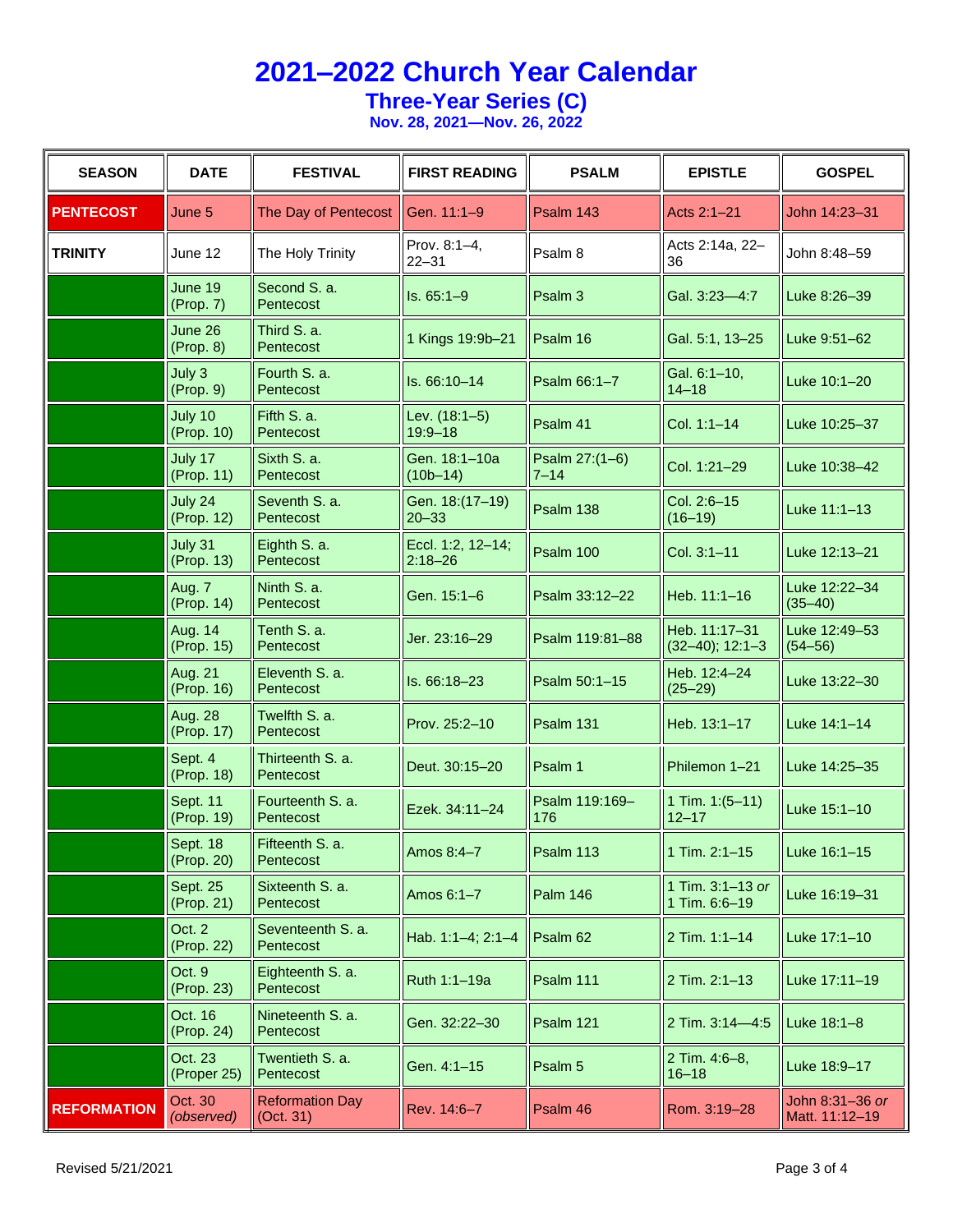# 2021–2022 Church Year Calendar

## Three-Year Series (C)

### Nov. 28, 2021—Nov. 26, 2022

| SEASON | DATE | FESTIVAL | FIRST READING | PSALM | EPISTLE | GOSPEL |
|---|---|---|---|---|---|---|
| PENTECOST | June 5 | The Day of Pentecost | Gen. 11:1–9 | Psalm 143 | Acts 2:1–21 | John 14:23–31 |
| TRINITY | June 12 | The Holy Trinity | Prov. 8:1–4, 22–31 | Psalm 8 | Acts 2:14a, 22–36 | John 8:48–59 |
| | June 19 (Prop. 7) | Second S. a. Pentecost | Is. 65:1–9 | Psalm 3 | Gal. 3:23—4:7 | Luke 8:26–39 |
| | June 26 (Prop. 8) | Third S. a. Pentecost | 1 Kings 19:9b–21 | Psalm 16 | Gal. 5:1, 13–25 | Luke 9:51–62 |
| | July 3 (Prop. 9) | Fourth S. a. Pentecost | Is. 66:10–14 | Psalm 66:1–7 | Gal. 6:1–10, 14–18 | Luke 10:1–20 |
| | July 10 (Prop. 10) | Fifth S. a. Pentecost | Lev. (18:1–5) 19:9–18 | Psalm 41 | Col. 1:1–14 | Luke 10:25–37 |
| | July 17 (Prop. 11) | Sixth S. a. Pentecost | Gen. 18:1–10a (10b–14) | Psalm 27:(1–6) 7–14 | Col. 1:21–29 | Luke 10:38–42 |
| | July 24 (Prop. 12) | Seventh S. a. Pentecost | Gen. 18:(17–19) 20–33 | Psalm 138 | Col. 2:6–15 (16–19) | Luke 11:1–13 |
| | July 31 (Prop. 13) | Eighth S. a. Pentecost | Eccl. 1:2, 12–14; 2:18–26 | Psalm 100 | Col. 3:1–11 | Luke 12:13–21 |
| | Aug. 7 (Prop. 14) | Ninth S. a. Pentecost | Gen. 15:1–6 | Psalm 33:12–22 | Heb. 11:1–16 | Luke 12:22–34 (35–40) |
| | Aug. 14 (Prop. 15) | Tenth S. a. Pentecost | Jer. 23:16–29 | Psalm 119:81–88 | Heb. 11:17–31 (32–40); 12:1–3 | Luke 12:49–53 (54–56) |
| | Aug. 21 (Prop. 16) | Eleventh S. a. Pentecost | Is. 66:18–23 | Psalm 50:1–15 | Heb. 12:4–24 (25–29) | Luke 13:22–30 |
| | Aug. 28 (Prop. 17) | Twelfth S. a. Pentecost | Prov. 25:2–10 | Psalm 131 | Heb. 13:1–17 | Luke 14:1–14 |
| | Sept. 4 (Prop. 18) | Thirteenth S. a. Pentecost | Deut. 30:15–20 | Psalm 1 | Philemon 1–21 | Luke 14:25–35 |
| | Sept. 11 (Prop. 19) | Fourteenth S. a. Pentecost | Ezek. 34:11–24 | Psalm 119:169–176 | 1 Tim. 1:(5–11) 12–17 | Luke 15:1–10 |
| | Sept. 18 (Prop. 20) | Fifteenth S. a. Pentecost | Amos 8:4–7 | Psalm 113 | 1 Tim. 2:1–15 | Luke 16:1–15 |
| | Sept. 25 (Prop. 21) | Sixteenth S. a. Pentecost | Amos 6:1–7 | Palm 146 | 1 Tim. 3:1–13 *or* 1 Tim. 6:6–19 | Luke 16:19–31 |
| | Oct. 2 (Prop. 22) | Seventeenth S. a. Pentecost | Hab. 1:1–4; 2:1–4 | Psalm 62 | 2 Tim. 1:1–14 | Luke 17:1–10 |
| | Oct. 9 (Prop. 23) | Eighteenth S. a. Pentecost | Ruth 1:1–19a | Psalm 111 | 2 Tim. 2:1–13 | Luke 17:11–19 |
| | Oct. 16 (Prop. 24) | Nineteenth S. a. Pentecost | Gen. 32:22–30 | Psalm 121 | 2 Tim. 3:14—4:5 | Luke 18:1–8 |
| | Oct. 23 (Proper 25) | Twentieth S. a. Pentecost | Gen. 4:1–15 | Psalm 5 | 2 Tim. 4:6–8, 16–18 | Luke 18:9–17 |
| REFORMATION | Oct. 30 *(observed)* | Reformation Day (Oct. 31) | Rev. 14:6–7 | Psalm 46 | Rom. 3:19–28 | John 8:31–36 *or* Matt. 11:12–19 |

Revised 5/21/2021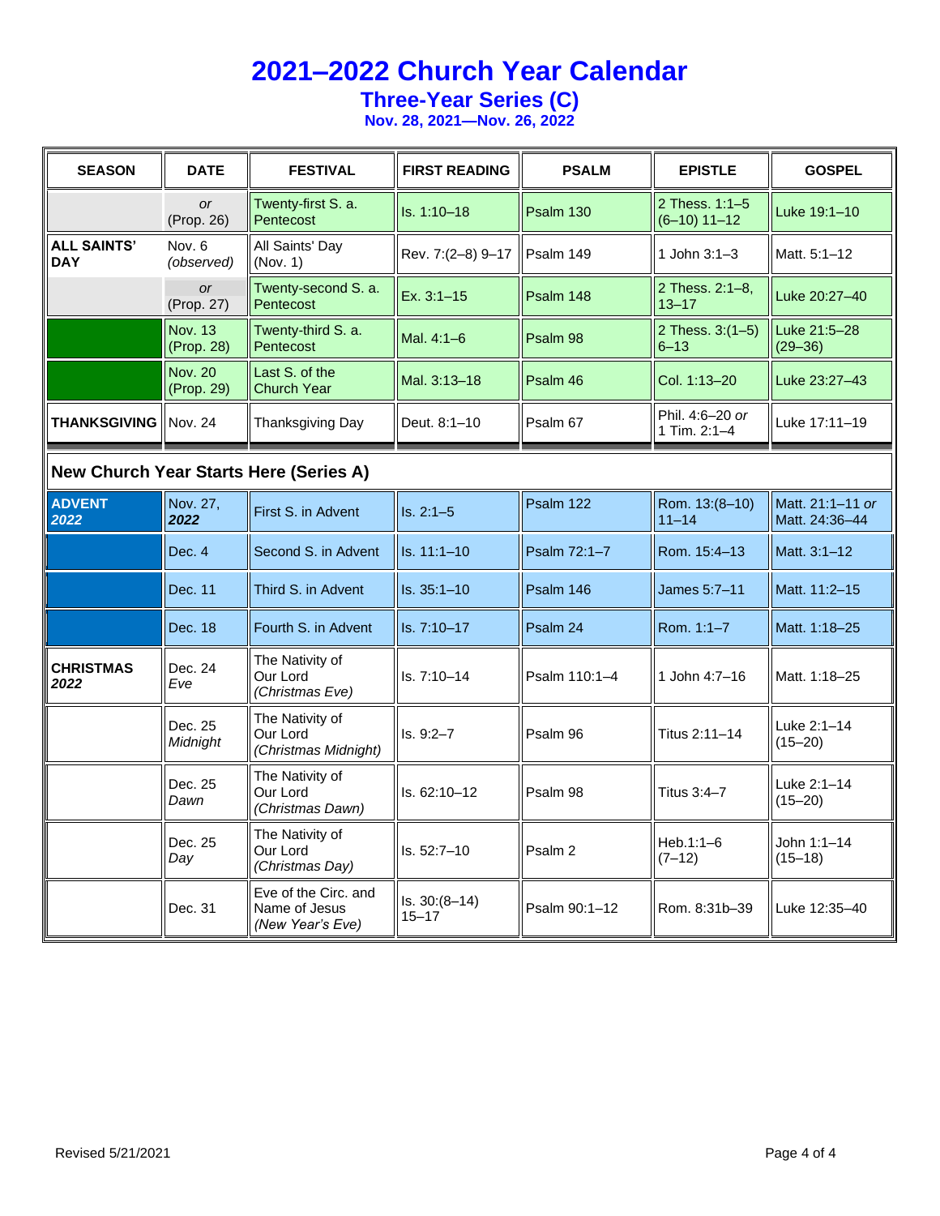# 2021–2022 Church Year Calendar

## Three-Year Series (C)

### Nov. 28, 2021—Nov. 26, 2022

| SEASON | DATE | FESTIVAL | FIRST READING | PSALM | EPISTLE | GOSPEL |
|---|---|---|---|---|---|---|
| | *or* (Prop. 26) | Twenty-first S. a. Pentecost | Is. 1:10–18 | Psalm 130 | 2 Thess. 1:1–5 (6–10) 11–12 | Luke 19:1–10 |
| **ALL SAINTS' DAY** | Nov. 6 *(observed)* | All Saints' Day (Nov. 1) | Rev. 7:(2–8) 9–17 | Psalm 149 | 1 John 3:1–3 | Matt. 5:1–12 |
| | *or* (Prop. 27) | Twenty-second S. a. Pentecost | Ex. 3:1–15 | Psalm 148 | 2 Thess. 2:1–8, 13–17 | Luke 20:27–40 |
| | Nov. 13 (Prop. 28) | Twenty-third S. a. Pentecost | Mal. 4:1–6 | Psalm 98 | 2 Thess. 3:(1–5) 6–13 | Luke 21:5–28 (29–36) |
| | Nov. 20 (Prop. 29) | Last S. of the Church Year | Mal. 3:13–18 | Psalm 46 | Col. 1:13–20 | Luke 23:27–43 |
| **THANKSGIVING** | Nov. 24 | Thanksgiving Day | Deut. 8:1–10 | Psalm 67 | Phil. 4:6–20 *or* 1 Tim. 2:1–4 | Luke 17:11–19 |
| **New Church Year Starts Here (Series A)** | | | | | | |
| **ADVENT** ***2022*** | Nov. 27, ***2022*** | First S. in Advent | Is. 2:1–5 | Psalm 122 | Rom. 13:(8–10) 11–14 | Matt. 21:1–11 *or* Matt. 24:36–44 |
| | Dec. 4 | Second S. in Advent | Is. 11:1–10 | Psalm 72:1–7 | Rom. 15:4–13 | Matt. 3:1–12 |
| | Dec. 11 | Third S. in Advent | Is. 35:1–10 | Psalm 146 | James 5:7–11 | Matt. 11:2–15 |
| | Dec. 18 | Fourth S. in Advent | Is. 7:10–17 | Psalm 24 | Rom. 1:1–7 | Matt. 1:18–25 |
| **CHRISTMAS** ***2022*** | Dec. 24 *Eve* | The Nativity of Our Lord *(Christmas Eve)* | Is. 7:10–14 | Psalm 110:1–4 | 1 John 4:7–16 | Matt. 1:18–25 |
| | Dec. 25 *Midnight* | The Nativity of Our Lord *(Christmas Midnight)* | Is. 9:2–7 | Psalm 96 | Titus 2:11–14 | Luke 2:1–14 (15–20) |
| | Dec. 25 *Dawn* | The Nativity of Our Lord *(Christmas Dawn)* | Is. 62:10–12 | Psalm 98 | Titus 3:4–7 | Luke 2:1–14 (15–20) |
| | Dec. 25 *Day* | The Nativity of Our Lord *(Christmas Day)* | Is. 52:7–10 | Psalm 2 | Heb.1:1–6 (7–12) | John 1:1–14 (15–18) |
| | Dec. 31 | Eve of the Circ. and Name of Jesus *(New Year's Eve)* | Is. 30:(8–14) 15–17 | Psalm 90:1–12 | Rom. 8:31b–39 | Luke 12:35–40 |

Revised 5/21/2021